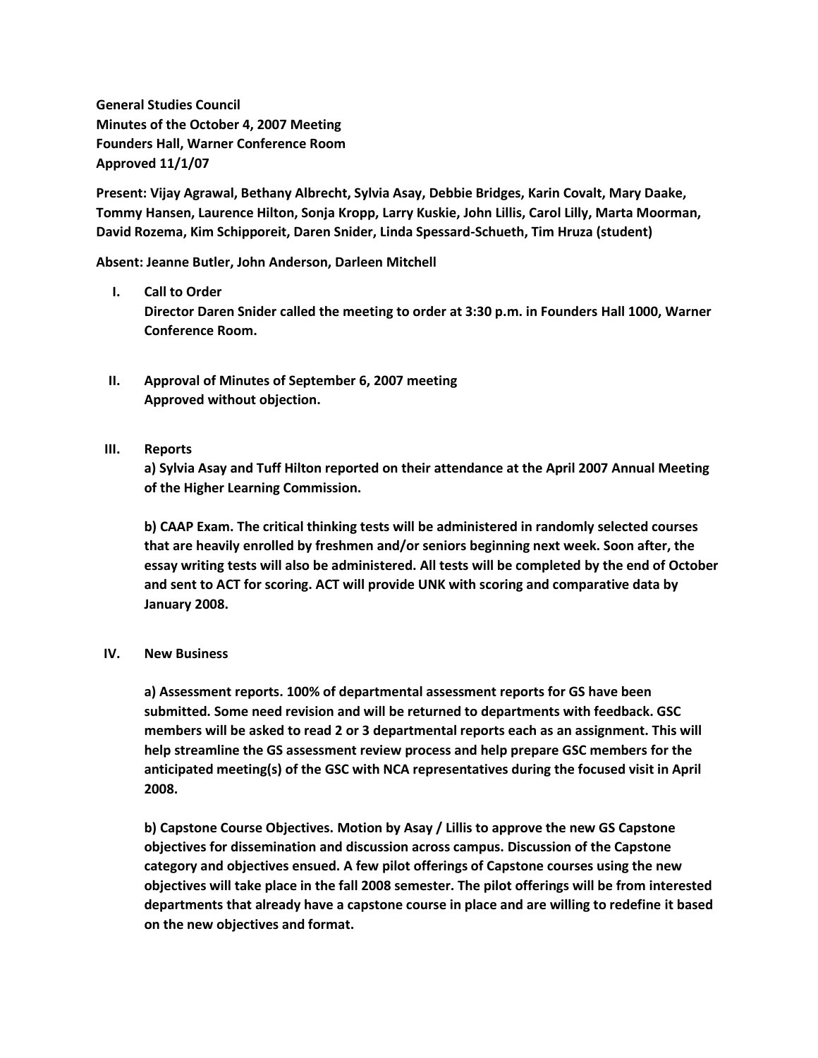**General Studies Council**
**Minutes of the October 4, 2007 Meeting**
**Founders Hall, Warner Conference Room**
**Approved 11/1/07**

**Present: Vijay Agrawal, Bethany Albrecht, Sylvia Asay, Debbie Bridges, Karin Covalt, Mary Daake, Tommy Hansen, Laurence Hilton, Sonja Kropp, Larry Kuskie, John Lillis, Carol Lilly, Marta Moorman, David Rozema, Kim Schipporeit, Daren Snider, Linda Spessard-Schueth, Tim Hruza (student)**

**Absent: Jeanne Butler, John Anderson, Darleen Mitchell**

**I. Call to Order**
**Director Daren Snider called the meeting to order at 3:30 p.m. in Founders Hall 1000, Warner Conference Room.**

**II. Approval of Minutes of September 6, 2007 meeting**
**Approved without objection.**

**III. Reports**

**a) Sylvia Asay and Tuff Hilton reported on their attendance at the April 2007 Annual Meeting of the Higher Learning Commission.**

**b) CAAP Exam. The critical thinking tests will be administered in randomly selected courses that are heavily enrolled by freshmen and/or seniors beginning next week. Soon after, the essay writing tests will also be administered. All tests will be completed by the end of October and sent to ACT for scoring. ACT will provide UNK with scoring and comparative data by January 2008.**

**IV. New Business**

**a) Assessment reports. 100% of departmental assessment reports for GS have been submitted. Some need revision and will be returned to departments with feedback. GSC members will be asked to read 2 or 3 departmental reports each as an assignment. This will help streamline the GS assessment review process and help prepare GSC members for the anticipated meeting(s) of the GSC with NCA representatives during the focused visit in April 2008.**

**b) Capstone Course Objectives. Motion by Asay / Lillis to approve the new GS Capstone objectives for dissemination and discussion across campus. Discussion of the Capstone category and objectives ensued. A few pilot offerings of Capstone courses using the new objectives will take place in the fall 2008 semester. The pilot offerings will be from interested departments that already have a capstone course in place and are willing to redefine it based on the new objectives and format.**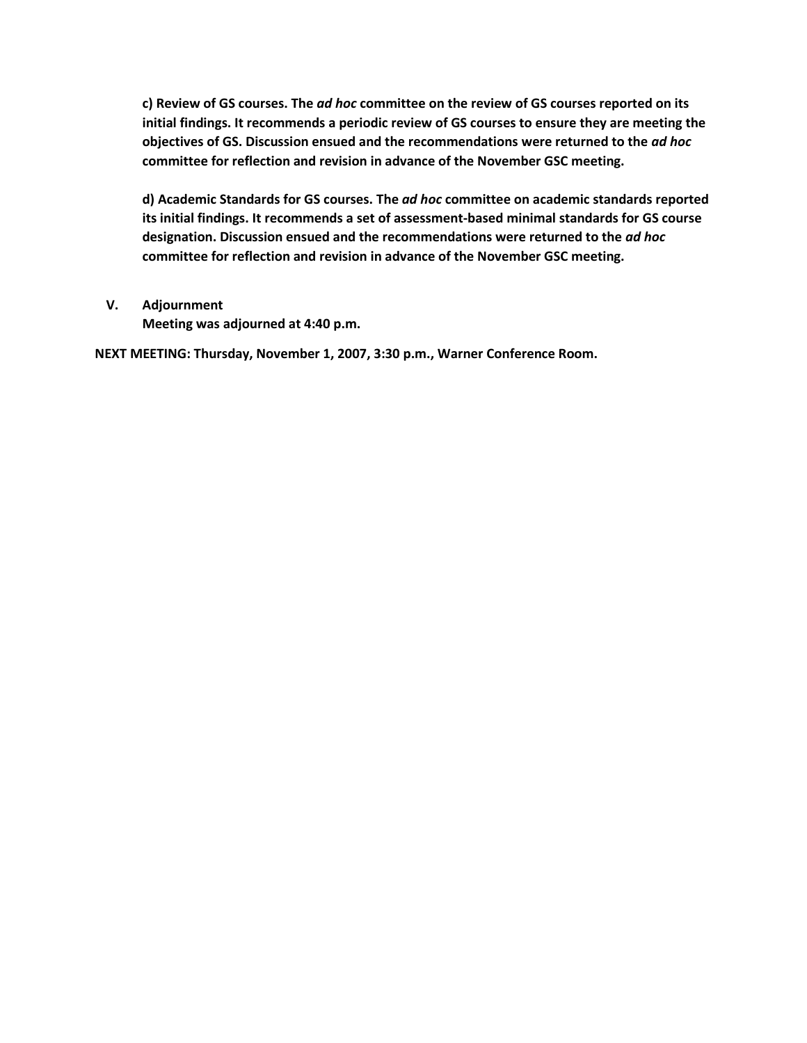**c) Review of GS courses. The *ad hoc* committee on the review of GS courses reported on its initial findings. It recommends a periodic review of GS courses to ensure they are meeting the objectives of GS. Discussion ensued and the recommendations were returned to the *ad hoc* committee for reflection and revision in advance of the November GSC meeting.**

**d) Academic Standards for GS courses. The *ad hoc* committee on academic standards reported its initial findings. It recommends a set of assessment-based minimal standards for GS course designation. Discussion ensued and the recommendations were returned to the *ad hoc* committee for reflection and revision in advance of the November GSC meeting.**

**V. Adjournment**
**Meeting was adjourned at 4:40 p.m.**

**NEXT MEETING: Thursday, November 1, 2007, 3:30 p.m., Warner Conference Room.**